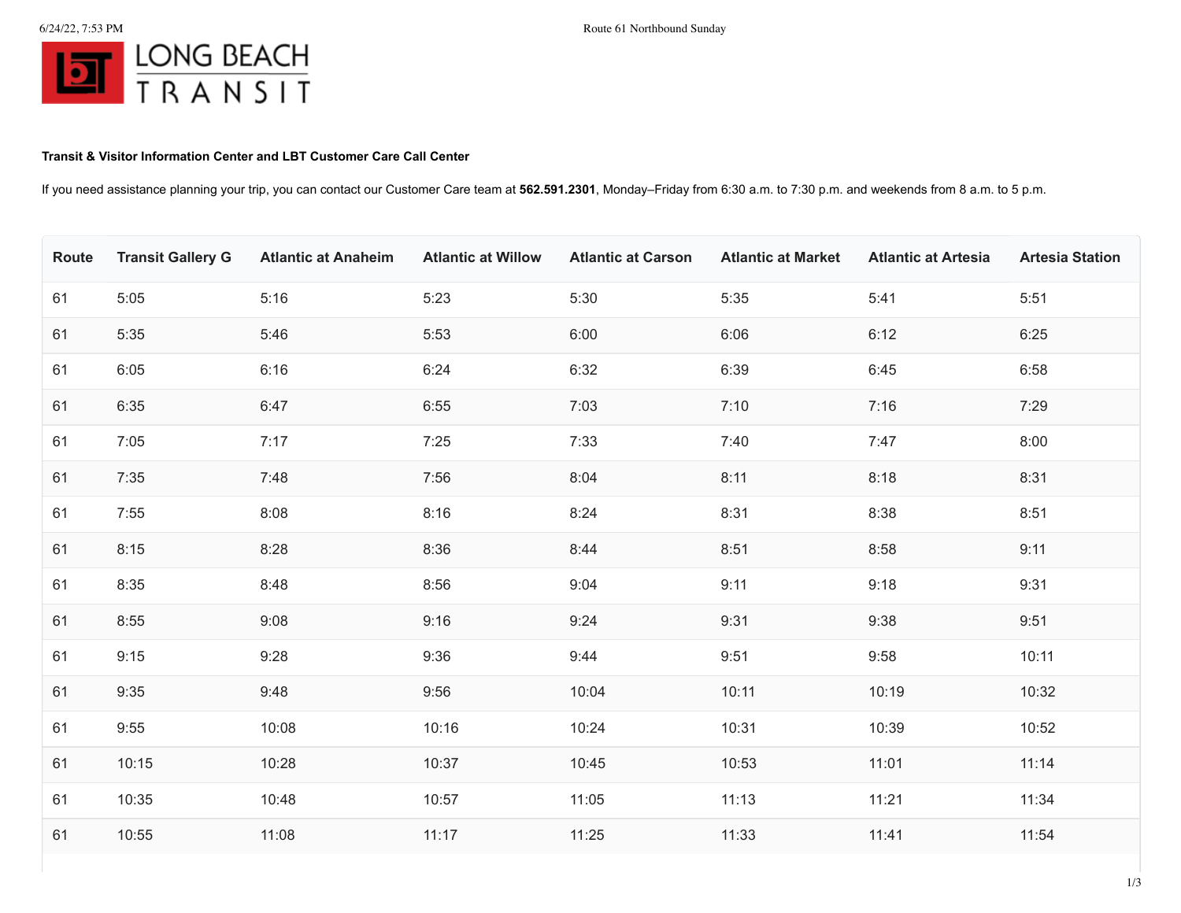LONG BEACH TRANSIT

**Transit & Visitor Information Center and LBT Customer Care Call Center**

If you need assistance planning your trip, you can contact our Customer Care team at **562.591.2301**, Monday–Friday from 6:30 a.m. to 7:30 p.m. and weekends from 8 a.m. to 5 p.m.

| Route | Transit Gallery G | Atlantic at Anaheim | Atlantic at Willow | Atlantic at Carson | Atlantic at Market | Atlantic at Artesia | Artesia Station |
|---|---|---|---|---|---|---|---|
| 61 | 5:05 | 5:16 | 5:23 | 5:30 | 5:35 | 5:41 | 5:51 |
| 61 | 5:35 | 5:46 | 5:53 | 6:00 | 6:06 | 6:12 | 6:25 |
| 61 | 6:05 | 6:16 | 6:24 | 6:32 | 6:39 | 6:45 | 6:58 |
| 61 | 6:35 | 6:47 | 6:55 | 7:03 | 7:10 | 7:16 | 7:29 |
| 61 | 7:05 | 7:17 | 7:25 | 7:33 | 7:40 | 7:47 | 8:00 |
| 61 | 7:35 | 7:48 | 7:56 | 8:04 | 8:11 | 8:18 | 8:31 |
| 61 | 7:55 | 8:08 | 8:16 | 8:24 | 8:31 | 8:38 | 8:51 |
| 61 | 8:15 | 8:28 | 8:36 | 8:44 | 8:51 | 8:58 | 9:11 |
| 61 | 8:35 | 8:48 | 8:56 | 9:04 | 9:11 | 9:18 | 9:31 |
| 61 | 8:55 | 9:08 | 9:16 | 9:24 | 9:31 | 9:38 | 9:51 |
| 61 | 9:15 | 9:28 | 9:36 | 9:44 | 9:51 | 9:58 | 10:11 |
| 61 | 9:35 | 9:48 | 9:56 | 10:04 | 10:11 | 10:19 | 10:32 |
| 61 | 9:55 | 10:08 | 10:16 | 10:24 | 10:31 | 10:39 | 10:52 |
| 61 | 10:15 | 10:28 | 10:37 | 10:45 | 10:53 | 11:01 | 11:14 |
| 61 | 10:35 | 10:48 | 10:57 | 11:05 | 11:13 | 11:21 | 11:34 |
| 61 | 10:55 | 11:08 | 11:17 | 11:25 | 11:33 | 11:41 | 11:54 |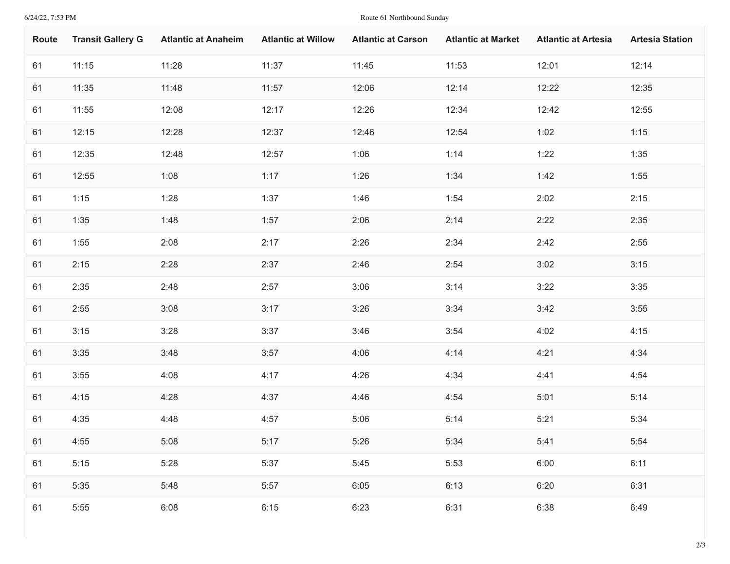| Route | Transit Gallery G | Atlantic at Anaheim | Atlantic at Willow | Atlantic at Carson | Atlantic at Market | Atlantic at Artesia | Artesia Station |
|---|---|---|---|---|---|---|---|
| 61 | 11:15 | 11:28 | 11:37 | 11:45 | 11:53 | 12:01 | 12:14 |
| 61 | 11:35 | 11:48 | 11:57 | 12:06 | 12:14 | 12:22 | 12:35 |
| 61 | 11:55 | 12:08 | 12:17 | 12:26 | 12:34 | 12:42 | 12:55 |
| 61 | 12:15 | 12:28 | 12:37 | 12:46 | 12:54 | 1:02 | 1:15 |
| 61 | 12:35 | 12:48 | 12:57 | 1:06 | 1:14 | 1:22 | 1:35 |
| 61 | 12:55 | 1:08 | 1:17 | 1:26 | 1:34 | 1:42 | 1:55 |
| 61 | 1:15 | 1:28 | 1:37 | 1:46 | 1:54 | 2:02 | 2:15 |
| 61 | 1:35 | 1:48 | 1:57 | 2:06 | 2:14 | 2:22 | 2:35 |
| 61 | 1:55 | 2:08 | 2:17 | 2:26 | 2:34 | 2:42 | 2:55 |
| 61 | 2:15 | 2:28 | 2:37 | 2:46 | 2:54 | 3:02 | 3:15 |
| 61 | 2:35 | 2:48 | 2:57 | 3:06 | 3:14 | 3:22 | 3:35 |
| 61 | 2:55 | 3:08 | 3:17 | 3:26 | 3:34 | 3:42 | 3:55 |
| 61 | 3:15 | 3:28 | 3:37 | 3:46 | 3:54 | 4:02 | 4:15 |
| 61 | 3:35 | 3:48 | 3:57 | 4:06 | 4:14 | 4:21 | 4:34 |
| 61 | 3:55 | 4:08 | 4:17 | 4:26 | 4:34 | 4:41 | 4:54 |
| 61 | 4:15 | 4:28 | 4:37 | 4:46 | 4:54 | 5:01 | 5:14 |
| 61 | 4:35 | 4:48 | 4:57 | 5:06 | 5:14 | 5:21 | 5:34 |
| 61 | 4:55 | 5:08 | 5:17 | 5:26 | 5:34 | 5:41 | 5:54 |
| 61 | 5:15 | 5:28 | 5:37 | 5:45 | 5:53 | 6:00 | 6:11 |
| 61 | 5:35 | 5:48 | 5:57 | 6:05 | 6:13 | 6:20 | 6:31 |
| 61 | 5:55 | 6:08 | 6:15 | 6:23 | 6:31 | 6:38 | 6:49 |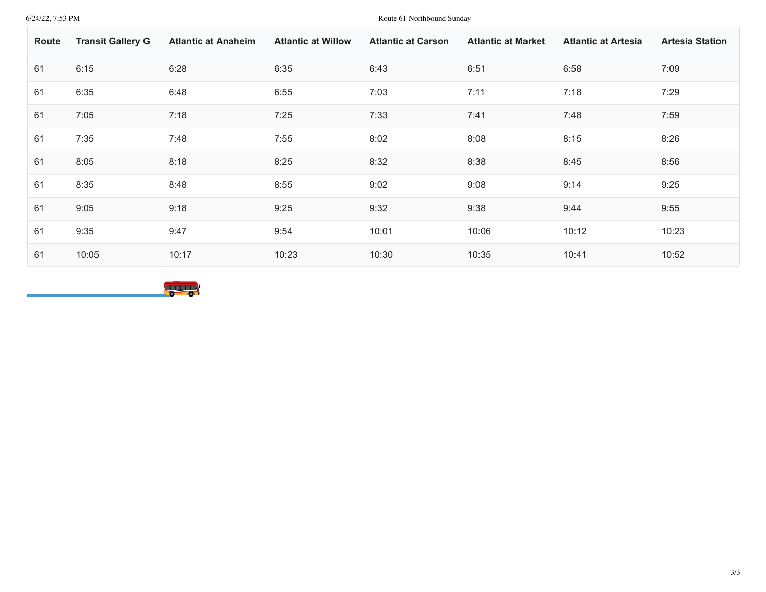| Route | Transit Gallery G | Atlantic at Anaheim | Atlantic at Willow | Atlantic at Carson | Atlantic at Market | Atlantic at Artesia | Artesia Station |
|---|---|---|---|---|---|---|---|
| 61 | 6:15 | 6:28 | 6:35 | 6:43 | 6:51 | 6:58 | 7:09 |
| 61 | 6:35 | 6:48 | 6:55 | 7:03 | 7:11 | 7:18 | 7:29 |
| 61 | 7:05 | 7:18 | 7:25 | 7:33 | 7:41 | 7:48 | 7:59 |
| 61 | 7:35 | 7:48 | 7:55 | 8:02 | 8:08 | 8:15 | 8:26 |
| 61 | 8:05 | 8:18 | 8:25 | 8:32 | 8:38 | 8:45 | 8:56 |
| 61 | 8:35 | 8:48 | 8:55 | 9:02 | 9:08 | 9:14 | 9:25 |
| 61 | 9:05 | 9:18 | 9:25 | 9:32 | 9:38 | 9:44 | 9:55 |
| 61 | 9:35 | 9:47 | 9:54 | 10:01 | 10:06 | 10:12 | 10:23 |
| 61 | 10:05 | 10:17 | 10:23 | 10:30 | 10:35 | 10:41 | 10:52 |